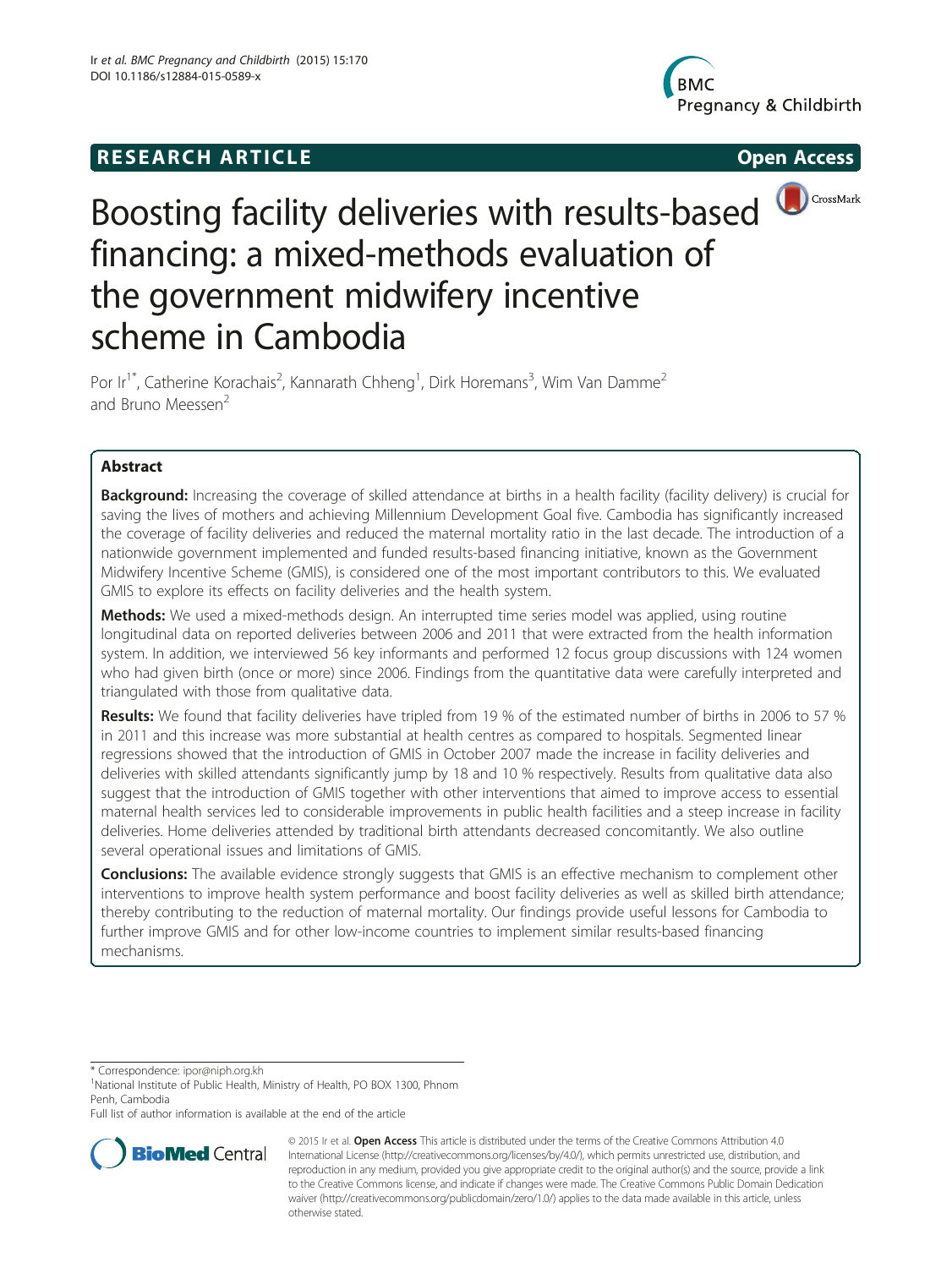RESEARCH ARTICLE

Open Access

# Boosting facility deliveries with results-based financing: a mixed-methods evaluation of the government midwifery incentive scheme in Cambodia

Por Ir[1*], Catherine Korachais[2], Kannarath Chheng[1], Dirk Horemans[3], Wim Van Damme[2] and Bruno Meessen[2]

## Abstract

**Background:** Increasing the coverage of skilled attendance at births in a health facility (facility delivery) is crucial for saving the lives of mothers and achieving Millennium Development Goal five. Cambodia has significantly increased the coverage of facility deliveries and reduced the maternal mortality ratio in the last decade. The introduction of a nationwide government implemented and funded results-based financing initiative, known as the Government Midwifery Incentive Scheme (GMIS), is considered one of the most important contributors to this. We evaluated GMIS to explore its effects on facility deliveries and the health system.

**Methods:** We used a mixed-methods design. An interrupted time series model was applied, using routine longitudinal data on reported deliveries between 2006 and 2011 that were extracted from the health information system. In addition, we interviewed 56 key informants and performed 12 focus group discussions with 124 women who had given birth (once or more) since 2006. Findings from the quantitative data were carefully interpreted and triangulated with those from qualitative data.

**Results:** We found that facility deliveries have tripled from 19 % of the estimated number of births in 2006 to 57 % in 2011 and this increase was more substantial at health centres as compared to hospitals. Segmented linear regressions showed that the introduction of GMIS in October 2007 made the increase in facility deliveries and deliveries with skilled attendants significantly jump by 18 and 10 % respectively. Results from qualitative data also suggest that the introduction of GMIS together with other interventions that aimed to improve access to essential maternal health services led to considerable improvements in public health facilities and a steep increase in facility deliveries. Home deliveries attended by traditional birth attendants decreased concomitantly. We also outline several operational issues and limitations of GMIS.

**Conclusions:** The available evidence strongly suggests that GMIS is an effective mechanism to complement other interventions to improve health system performance and boost facility deliveries as well as skilled birth attendance; thereby contributing to the reduction of maternal mortality. Our findings provide useful lessons for Cambodia to further improve GMIS and for other low-income countries to implement similar results-based financing mechanisms.

\* Correspondence: ipor@niph.org.kh

[1]National Institute of Public Health, Ministry of Health, PO BOX 1300, Phnom Penh, Cambodia

Full list of author information is available at the end of the article

© 2015 Ir et al. **Open Access** This article is distributed under the terms of the Creative Commons Attribution 4.0 International License (http://creativecommons.org/licenses/by/4.0/), which permits unrestricted use, distribution, and reproduction in any medium, provided you give appropriate credit to the original author(s) and the source, provide a link to the Creative Commons license, and indicate if changes were made. The Creative Commons Public Domain Dedication waiver (http://creativecommons.org/publicdomain/zero/1.0/) applies to the data made available in this article, unless otherwise stated.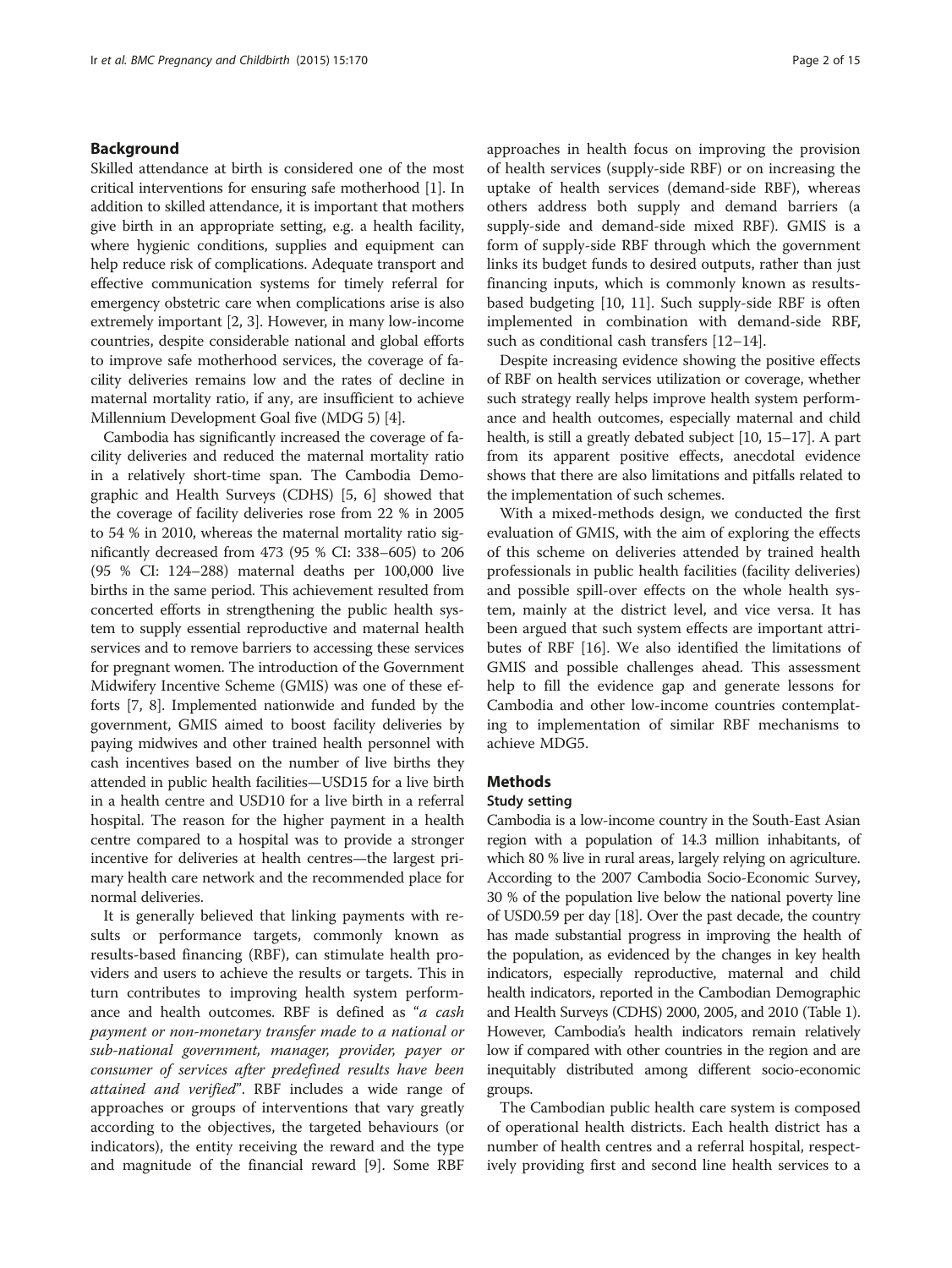## Background

Skilled attendance at birth is considered one of the most critical interventions for ensuring safe motherhood [1]. In addition to skilled attendance, it is important that mothers give birth in an appropriate setting, e.g. a health facility, where hygienic conditions, supplies and equipment can help reduce risk of complications. Adequate transport and effective communication systems for timely referral for emergency obstetric care when complications arise is also extremely important [2, 3]. However, in many low-income countries, despite considerable national and global efforts to improve safe motherhood services, the coverage of facility deliveries remains low and the rates of decline in maternal mortality ratio, if any, are insufficient to achieve Millennium Development Goal five (MDG 5) [4].

Cambodia has significantly increased the coverage of facility deliveries and reduced the maternal mortality ratio in a relatively short-time span. The Cambodia Demographic and Health Surveys (CDHS) [5, 6] showed that the coverage of facility deliveries rose from 22 % in 2005 to 54 % in 2010, whereas the maternal mortality ratio significantly decreased from 473 (95 % CI: 338–605) to 206 (95 % CI: 124–288) maternal deaths per 100,000 live births in the same period. This achievement resulted from concerted efforts in strengthening the public health system to supply essential reproductive and maternal health services and to remove barriers to accessing these services for pregnant women. The introduction of the Government Midwifery Incentive Scheme (GMIS) was one of these efforts [7, 8]. Implemented nationwide and funded by the government, GMIS aimed to boost facility deliveries by paying midwives and other trained health personnel with cash incentives based on the number of live births they attended in public health facilities—USD15 for a live birth in a health centre and USD10 for a live birth in a referral hospital. The reason for the higher payment in a health centre compared to a hospital was to provide a stronger incentive for deliveries at health centres—the largest primary health care network and the recommended place for normal deliveries.

It is generally believed that linking payments with results or performance targets, commonly known as results-based financing (RBF), can stimulate health providers and users to achieve the results or targets. This in turn contributes to improving health system performance and health outcomes. RBF is defined as "*a cash payment or non-monetary transfer made to a national or sub-national government, manager, provider, payer or consumer of services after predefined results have been attained and verified*". RBF includes a wide range of approaches or groups of interventions that vary greatly according to the objectives, the targeted behaviours (or indicators), the entity receiving the reward and the type and magnitude of the financial reward [9]. Some RBF approaches in health focus on improving the provision of health services (supply-side RBF) or on increasing the uptake of health services (demand-side RBF), whereas others address both supply and demand barriers (a supply-side and demand-side mixed RBF). GMIS is a form of supply-side RBF through which the government links its budget funds to desired outputs, rather than just financing inputs, which is commonly known as results-based budgeting [10, 11]. Such supply-side RBF is often implemented in combination with demand-side RBF, such as conditional cash transfers [12–14].

Despite increasing evidence showing the positive effects of RBF on health services utilization or coverage, whether such strategy really helps improve health system performance and health outcomes, especially maternal and child health, is still a greatly debated subject [10, 15–17]. A part from its apparent positive effects, anecdotal evidence shows that there are also limitations and pitfalls related to the implementation of such schemes.

With a mixed-methods design, we conducted the first evaluation of GMIS, with the aim of exploring the effects of this scheme on deliveries attended by trained health professionals in public health facilities (facility deliveries) and possible spill-over effects on the whole health system, mainly at the district level, and vice versa. It has been argued that such system effects are important attributes of RBF [16]. We also identified the limitations of GMIS and possible challenges ahead. This assessment help to fill the evidence gap and generate lessons for Cambodia and other low-income countries contemplating to implementation of similar RBF mechanisms to achieve MDG5.

## Methods

### Study setting

Cambodia is a low-income country in the South-East Asian region with a population of 14.3 million inhabitants, of which 80 % live in rural areas, largely relying on agriculture. According to the 2007 Cambodia Socio-Economic Survey, 30 % of the population live below the national poverty line of USD0.59 per day [18]. Over the past decade, the country has made substantial progress in improving the health of the population, as evidenced by the changes in key health indicators, especially reproductive, maternal and child health indicators, reported in the Cambodian Demographic and Health Surveys (CDHS) 2000, 2005, and 2010 (Table 1). However, Cambodia's health indicators remain relatively low if compared with other countries in the region and are inequitably distributed among different socio-economic groups.

The Cambodian public health care system is composed of operational health districts. Each health district has a number of health centres and a referral hospital, respectively providing first and second line health services to a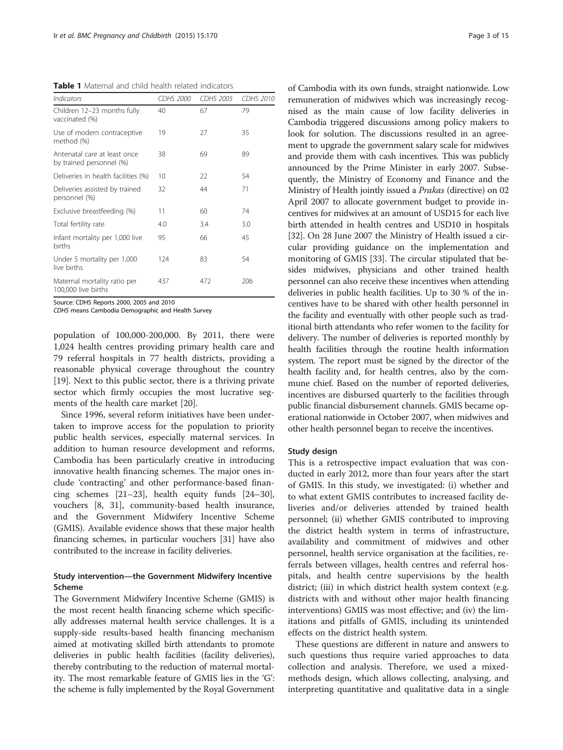**Table 1** Maternal and child health related indicators

| *Indicators* | *CDHS 2000* | *CDHS 2005* | *CDHS 2010* |
|---|---|---|---|
| Children 12–23 months fully vaccinated (%) | 40 | 67 | 79 |
| Use of modern contraceptive method (%) | 19 | 27 | 35 |
| Antenatal care at least once by trained personnel (%) | 38 | 69 | 89 |
| Deliveries in health facilities (%) | 10 | 22 | 54 |
| Deliveries assisted by trained personnel (%) | 32 | 44 | 71 |
| Exclusive breastfeeding (%) | 11 | 60 | 74 |
| Total fertility rate | 4.0 | 3.4 | 3.0 |
| Infant mortality per 1,000 live births | 95 | 66 | 45 |
| Under 5 mortality per 1,000 live births | 124 | 83 | 54 |
| Maternal mortality ratio per 100,000 live births | 437 | 472 | 206 |

Source: CDHS Reports 2000, 2005 and 2010

*CDHS* means Cambodia Demographic and Health Survey

population of 100,000-200,000. By 2011, there were 1,024 health centres providing primary health care and 79 referral hospitals in 77 health districts, providing a reasonable physical coverage throughout the country [19]. Next to this public sector, there is a thriving private sector which firmly occupies the most lucrative segments of the health care market [20].

Since 1996, several reform initiatives have been undertaken to improve access for the population to priority public health services, especially maternal services. In addition to human resource development and reforms, Cambodia has been particularly creative in introducing innovative health financing schemes. The major ones include 'contracting' and other performance-based financing schemes [21–23], health equity funds [24–30], vouchers [8, 31], community-based health insurance, and the Government Midwifery Incentive Scheme (GMIS). Available evidence shows that these major health financing schemes, in particular vouchers [31] have also contributed to the increase in facility deliveries.

### Study intervention—the Government Midwifery Incentive Scheme

The Government Midwifery Incentive Scheme (GMIS) is the most recent health financing scheme which specifically addresses maternal health service challenges. It is a supply-side results-based health financing mechanism aimed at motivating skilled birth attendants to promote deliveries in public health facilities (facility deliveries), thereby contributing to the reduction of maternal mortality. The most remarkable feature of GMIS lies in the 'G': the scheme is fully implemented by the Royal Government of Cambodia with its own funds, straight nationwide. Low remuneration of midwives which was increasingly recognised as the main cause of low facility deliveries in Cambodia triggered discussions among policy makers to look for solution. The discussions resulted in an agreement to upgrade the government salary scale for midwives and provide them with cash incentives. This was publicly announced by the Prime Minister in early 2007. Subsequently, the Ministry of Economy and Finance and the Ministry of Health jointly issued a *Prakas* (directive) on 02 April 2007 to allocate government budget to provide incentives for midwives at an amount of USD15 for each live birth attended in health centres and USD10 in hospitals [32]. On 28 June 2007 the Ministry of Health issued a circular providing guidance on the implementation and monitoring of GMIS [33]. The circular stipulated that besides midwives, physicians and other trained health personnel can also receive these incentives when attending deliveries in public health facilities. Up to 30 % of the incentives have to be shared with other health personnel in the facility and eventually with other people such as traditional birth attendants who refer women to the facility for delivery. The number of deliveries is reported monthly by health facilities through the routine health information system. The report must be signed by the director of the health facility and, for health centres, also by the commune chief. Based on the number of reported deliveries, incentives are disbursed quarterly to the facilities through public financial disbursement channels. GMIS became operational nationwide in October 2007, when midwives and other health personnel began to receive the incentives.

### Study design

This is a retrospective impact evaluation that was conducted in early 2012, more than four years after the start of GMIS. In this study, we investigated: (i) whether and to what extent GMIS contributes to increased facility deliveries and/or deliveries attended by trained health personnel; (ii) whether GMIS contributed to improving the district health system in terms of infrastructure, availability and commitment of midwives and other personnel, health service organisation at the facilities, referrals between villages, health centres and referral hospitals, and health centre supervisions by the health district; (iii) in which district health system context (e.g. districts with and without other major health financing interventions) GMIS was most effective; and (iv) the limitations and pitfalls of GMIS, including its unintended effects on the district health system.

These questions are different in nature and answers to such questions thus require varied approaches to data collection and analysis. Therefore, we used a mixed-methods design, which allows collecting, analysing, and interpreting quantitative and qualitative data in a single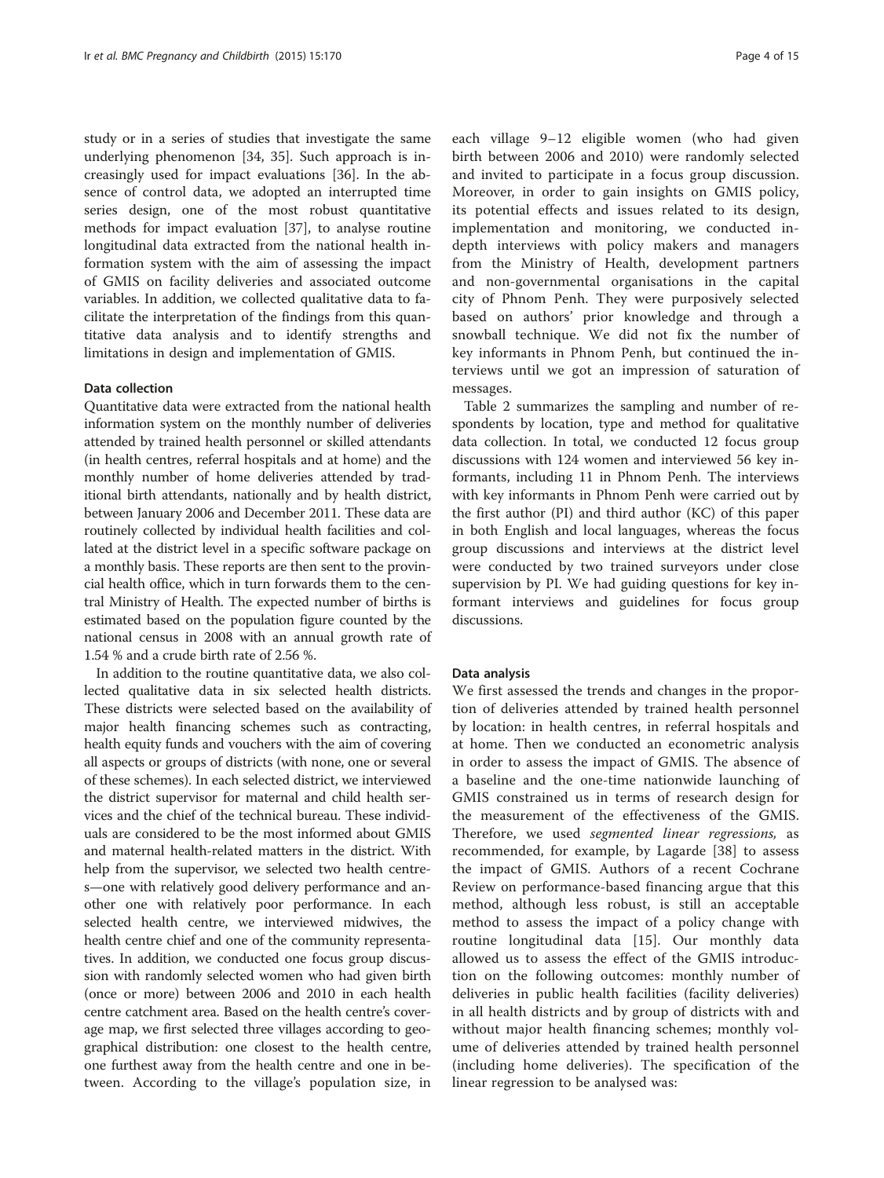study or in a series of studies that investigate the same underlying phenomenon [34, 35]. Such approach is increasingly used for impact evaluations [36]. In the absence of control data, we adopted an interrupted time series design, one of the most robust quantitative methods for impact evaluation [37], to analyse routine longitudinal data extracted from the national health information system with the aim of assessing the impact of GMIS on facility deliveries and associated outcome variables. In addition, we collected qualitative data to facilitate the interpretation of the findings from this quantitative data analysis and to identify strengths and limitations in design and implementation of GMIS.

### Data collection

Quantitative data were extracted from the national health information system on the monthly number of deliveries attended by trained health personnel or skilled attendants (in health centres, referral hospitals and at home) and the monthly number of home deliveries attended by traditional birth attendants, nationally and by health district, between January 2006 and December 2011. These data are routinely collected by individual health facilities and collated at the district level in a specific software package on a monthly basis. These reports are then sent to the provincial health office, which in turn forwards them to the central Ministry of Health. The expected number of births is estimated based on the population figure counted by the national census in 2008 with an annual growth rate of 1.54 % and a crude birth rate of 2.56 %.

In addition to the routine quantitative data, we also collected qualitative data in six selected health districts. These districts were selected based on the availability of major health financing schemes such as contracting, health equity funds and vouchers with the aim of covering all aspects or groups of districts (with none, one or several of these schemes). In each selected district, we interviewed the district supervisor for maternal and child health services and the chief of the technical bureau. These individuals are considered to be the most informed about GMIS and maternal health-related matters in the district. With help from the supervisor, we selected two health centres—one with relatively good delivery performance and another one with relatively poor performance. In each selected health centre, we interviewed midwives, the health centre chief and one of the community representatives. In addition, we conducted one focus group discussion with randomly selected women who had given birth (once or more) between 2006 and 2010 in each health centre catchment area. Based on the health centre's coverage map, we first selected three villages according to geographical distribution: one closest to the health centre, one furthest away from the health centre and one in between. According to the village's population size, in each village 9–12 eligible women (who had given birth between 2006 and 2010) were randomly selected and invited to participate in a focus group discussion. Moreover, in order to gain insights on GMIS policy, its potential effects and issues related to its design, implementation and monitoring, we conducted in-depth interviews with policy makers and managers from the Ministry of Health, development partners and non-governmental organisations in the capital city of Phnom Penh. They were purposively selected based on authors' prior knowledge and through a snowball technique. We did not fix the number of key informants in Phnom Penh, but continued the interviews until we got an impression of saturation of messages.

Table 2 summarizes the sampling and number of respondents by location, type and method for qualitative data collection. In total, we conducted 12 focus group discussions with 124 women and interviewed 56 key informants, including 11 in Phnom Penh. The interviews with key informants in Phnom Penh were carried out by the first author (PI) and third author (KC) of this paper in both English and local languages, whereas the focus group discussions and interviews at the district level were conducted by two trained surveyors under close supervision by PI. We had guiding questions for key informant interviews and guidelines for focus group discussions.

### Data analysis

We first assessed the trends and changes in the proportion of deliveries attended by trained health personnel by location: in health centres, in referral hospitals and at home. Then we conducted an econometric analysis in order to assess the impact of GMIS. The absence of a baseline and the one-time nationwide launching of GMIS constrained us in terms of research design for the measurement of the effectiveness of the GMIS. Therefore, we used *segmented linear regressions,* as recommended, for example, by Lagarde [38] to assess the impact of GMIS. Authors of a recent Cochrane Review on performance-based financing argue that this method, although less robust, is still an acceptable method to assess the impact of a policy change with routine longitudinal data [15]. Our monthly data allowed us to assess the effect of the GMIS introduction on the following outcomes: monthly number of deliveries in public health facilities (facility deliveries) in all health districts and by group of districts with and without major health financing schemes; monthly volume of deliveries attended by trained health personnel (including home deliveries). The specification of the linear regression to be analysed was: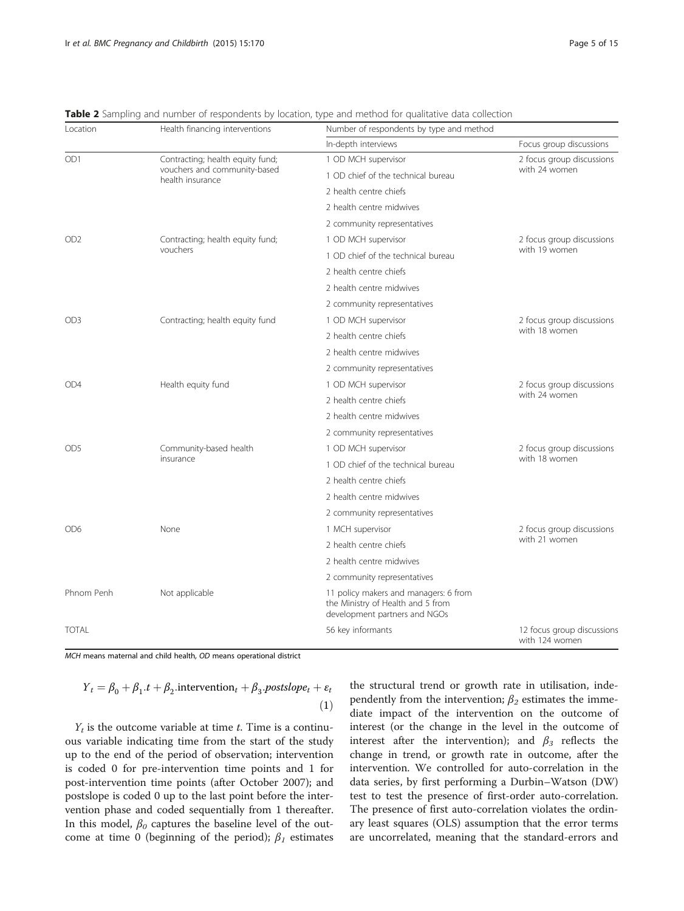**Table 2** Sampling and number of respondents by location, type and method for qualitative data collection

| Location | Health financing interventions | Number of respondents by type and method | |
|---|---|---|---|
| | | In-depth interviews | Focus group discussions |
| OD1 | Contracting; health equity fund; vouchers and community-based health insurance | 1 OD MCH supervisor | 2 focus group discussions with 24 women |
| | | 1 OD chief of the technical bureau | |
| | | 2 health centre chiefs | |
| | | 2 health centre midwives | |
| | | 2 community representatives | |
| OD2 | Contracting; health equity fund; vouchers | 1 OD MCH supervisor | 2 focus group discussions with 19 women |
| | | 1 OD chief of the technical bureau | |
| | | 2 health centre chiefs | |
| | | 2 health centre midwives | |
| | | 2 community representatives | |
| OD3 | Contracting; health equity fund | 1 OD MCH supervisor | 2 focus group discussions with 18 women |
| | | 2 health centre chiefs | |
| | | 2 health centre midwives | |
| | | 2 community representatives | |
| OD4 | Health equity fund | 1 OD MCH supervisor | 2 focus group discussions with 24 women |
| | | 2 health centre chiefs | |
| | | 2 health centre midwives | |
| | | 2 community representatives | |
| OD5 | Community-based health insurance | 1 OD MCH supervisor | 2 focus group discussions with 18 women |
| | | 1 OD chief of the technical bureau | |
| | | 2 health centre chiefs | |
| | | 2 health centre midwives | |
| | | 2 community representatives | |
| OD6 | None | 1 MCH supervisor | 2 focus group discussions with 21 women |
| | | 2 health centre chiefs | |
| | | 2 health centre midwives | |
| | | 2 community representatives | |
| Phnom Penh | Not applicable | 11 policy makers and managers: 6 from the Ministry of Health and 5 from development partners and NGOs | |
| TOTAL | | 56 key informants | 12 focus group discussions with 124 women |

*MCH* means maternal and child health, *OD* means operational district

$$Y_t = \beta_0 + \beta_1 . t + \beta_2 . \text{intervention}_t + \beta_3 . postslope_t + \varepsilon_t \quad (1)$$

$Y_t$ is the outcome variable at time $t$. Time is a continuous variable indicating time from the start of the study up to the end of the period of observation; intervention is coded 0 for pre-intervention time points and 1 for post-intervention time points (after October 2007); and postslope is coded 0 up to the last point before the intervention phase and coded sequentially from 1 thereafter. In this model, $\beta_0$ captures the baseline level of the outcome at time 0 (beginning of the period); $\beta_1$ estimates the structural trend or growth rate in utilisation, independently from the intervention; $\beta_2$ estimates the immediate impact of the intervention on the outcome of interest (or the change in the level in the outcome of interest after the intervention); and $\beta_3$ reflects the change in trend, or growth rate in outcome, after the intervention. We controlled for auto-correlation in the data series, by first performing a Durbin–Watson (DW) test to test the presence of first-order auto-correlation. The presence of first auto-correlation violates the ordinary least squares (OLS) assumption that the error terms are uncorrelated, meaning that the standard-errors and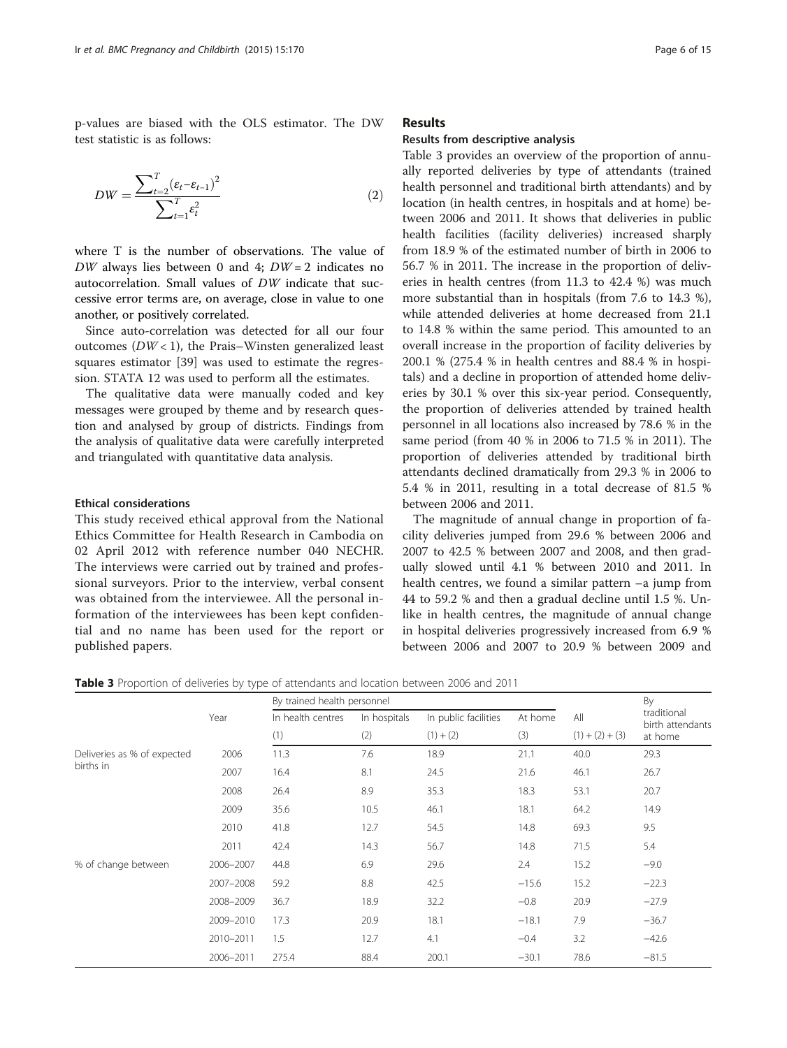p-values are biased with the OLS estimator. The DW test statistic is as follows:

$$DW = \frac{\sum_{t=2}^{T} (\varepsilon_t - \varepsilon_{t-1})^2}{\sum_{t=1}^{T} \varepsilon_t^2} \tag{2}$$

where T is the number of observations. The value of $DW$ always lies between 0 and 4; $DW = 2$ indicates no autocorrelation. Small values of $DW$ indicate that successive error terms are, on average, close in value to one another, or positively correlated.

Since auto-correlation was detected for all our four outcomes ($DW < 1$), the Prais–Winsten generalized least squares estimator [39] was used to estimate the regression. STATA 12 was used to perform all the estimates.

The qualitative data were manually coded and key messages were grouped by theme and by research question and analysed by group of districts. Findings from the analysis of qualitative data were carefully interpreted and triangulated with quantitative data analysis.

#### Ethical considerations

This study received ethical approval from the National Ethics Committee for Health Research in Cambodia on 02 April 2012 with reference number 040 NECHR. The interviews were carried out by trained and professional surveyors. Prior to the interview, verbal consent was obtained from the interviewee. All the personal information of the interviewees has been kept confidential and no name has been used for the report or published papers.

## Results

### Results from descriptive analysis

Table 3 provides an overview of the proportion of annually reported deliveries by type of attendants (trained health personnel and traditional birth attendants) and by location (in health centres, in hospitals and at home) between 2006 and 2011. It shows that deliveries in public health facilities (facility deliveries) increased sharply from 18.9 % of the estimated number of birth in 2006 to 56.7 % in 2011. The increase in the proportion of deliveries in health centres (from 11.3 to 42.4 %) was much more substantial than in hospitals (from 7.6 to 14.3 %), while attended deliveries at home decreased from 21.1 to 14.8 % within the same period. This amounted to an overall increase in the proportion of facility deliveries by 200.1 % (275.4 % in health centres and 88.4 % in hospitals) and a decline in proportion of attended home deliveries by 30.1 % over this six-year period. Consequently, the proportion of deliveries attended by trained health personnel in all locations also increased by 78.6 % in the same period (from 40 % in 2006 to 71.5 % in 2011). The proportion of deliveries attended by traditional birth attendants declined dramatically from 29.3 % in 2006 to 5.4 % in 2011, resulting in a total decrease of 81.5 % between 2006 and 2011.

The magnitude of annual change in proportion of facility deliveries jumped from 29.6 % between 2006 and 2007 to 42.5 % between 2007 and 2008, and then gradually slowed until 4.1 % between 2010 and 2011. In health centres, we found a similar pattern –a jump from 44 to 59.2 % and then a gradual decline until 1.5 %. Unlike in health centres, the magnitude of annual change in hospital deliveries progressively increased from 6.9 % between 2006 and 2007 to 20.9 % between 2009 and

**Table 3** Proportion of deliveries by type of attendants and location between 2006 and 2011

| | Year | By trained health personnel | | | | | By traditional birth attendants at home |
|---|---|---|---|---|---|---|---|
| | | In health centres | In hospitals | In public facilities | At home | All | |
| | | (1) | (2) | (1) + (2) | (3) | (1) + (2) + (3) | |
| Deliveries as % of expected births in | 2006 | 11.3 | 7.6 | 18.9 | 21.1 | 40.0 | 29.3 |
| | 2007 | 16.4 | 8.1 | 24.5 | 21.6 | 46.1 | 26.7 |
| | 2008 | 26.4 | 8.9 | 35.3 | 18.3 | 53.1 | 20.7 |
| | 2009 | 35.6 | 10.5 | 46.1 | 18.1 | 64.2 | 14.9 |
| | 2010 | 41.8 | 12.7 | 54.5 | 14.8 | 69.3 | 9.5 |
| | 2011 | 42.4 | 14.3 | 56.7 | 14.8 | 71.5 | 5.4 |
| % of change between | 2006–2007 | 44.8 | 6.9 | 29.6 | 2.4 | 15.2 | −9.0 |
| | 2007–2008 | 59.2 | 8.8 | 42.5 | −15.6 | 15.2 | −22.3 |
| | 2008–2009 | 36.7 | 18.9 | 32.2 | −0.8 | 20.9 | −27.9 |
| | 2009–2010 | 17.3 | 20.9 | 18.1 | −18.1 | 7.9 | −36.7 |
| | 2010–2011 | 1.5 | 12.7 | 4.1 | −0.4 | 3.2 | −42.6 |
| | 2006–2011 | 275.4 | 88.4 | 200.1 | −30.1 | 78.6 | −81.5 |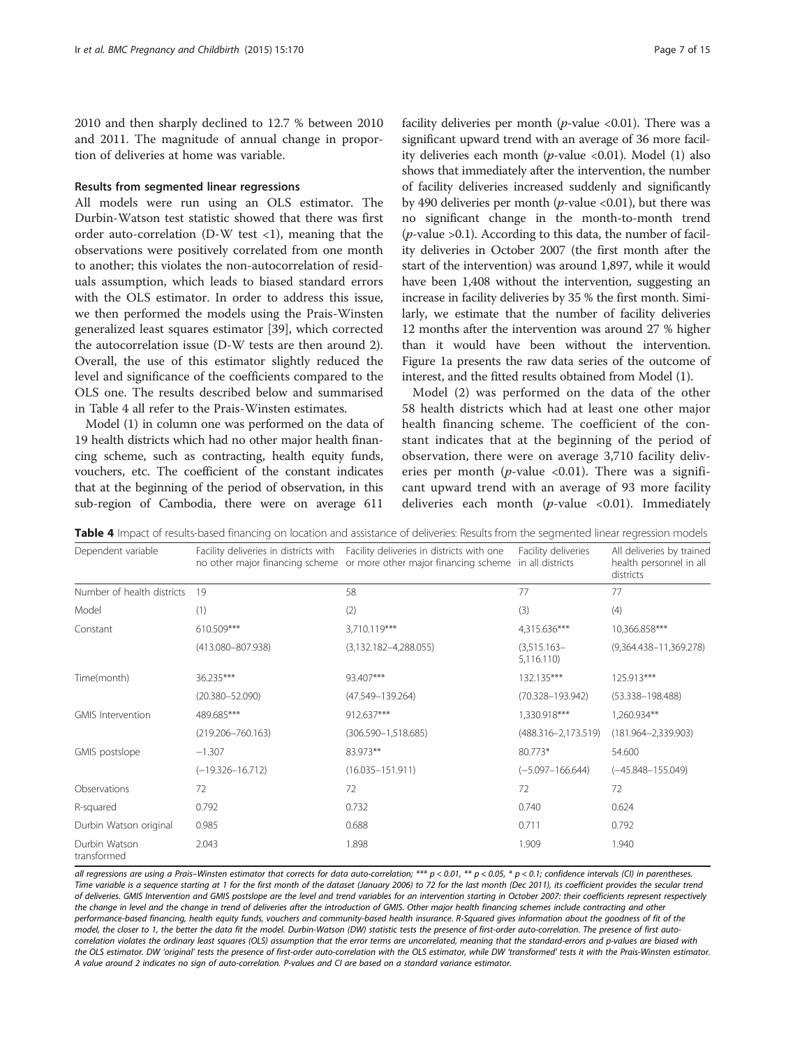2010 and then sharply declined to 12.7 % between 2010 and 2011. The magnitude of annual change in proportion of deliveries at home was variable.

### Results from segmented linear regressions

All models were run using an OLS estimator. The Durbin-Watson test statistic showed that there was first order auto-correlation (D-W test <1), meaning that the observations were positively correlated from one month to another; this violates the non-autocorrelation of residuals assumption, which leads to biased standard errors with the OLS estimator. In order to address this issue, we then performed the models using the Prais-Winsten generalized least squares estimator [39], which corrected the autocorrelation issue (D-W tests are then around 2). Overall, the use of this estimator slightly reduced the level and significance of the coefficients compared to the OLS one. The results described below and summarised in Table 4 all refer to the Prais-Winsten estimates.

Model (1) in column one was performed on the data of 19 health districts which had no other major health financing scheme, such as contracting, health equity funds, vouchers, etc. The coefficient of the constant indicates that at the beginning of the period of observation, in this sub-region of Cambodia, there were on average 611 facility deliveries per month ($p$-value <0.01). There was a significant upward trend with an average of 36 more facility deliveries each month ($p$-value <0.01). Model (1) also shows that immediately after the intervention, the number of facility deliveries increased suddenly and significantly by 490 deliveries per month ($p$-value <0.01), but there was no significant change in the month-to-month trend ($p$-value >0.1). According to this data, the number of facility deliveries in October 2007 (the first month after the start of the intervention) was around 1,897, while it would have been 1,408 without the intervention, suggesting an increase in facility deliveries by 35 % the first month. Similarly, we estimate that the number of facility deliveries 12 months after the intervention was around 27 % higher than it would have been without the intervention. Figure 1a presents the raw data series of the outcome of interest, and the fitted results obtained from Model (1).

Model (2) was performed on the data of the other 58 health districts which had at least one other major health financing scheme. The coefficient of the constant indicates that at the beginning of the period of observation, there were on average 3,710 facility deliveries per month ($p$-value <0.01). There was a significant upward trend with an average of 93 more facility deliveries each month ($p$-value <0.01). Immediately

**Table 4** Impact of results-based financing on location and assistance of deliveries: Results from the segmented linear regression models

| Dependent variable | Facility deliveries in districts with no other major financing scheme | Facility deliveries in districts with one or more other major financing scheme | Facility deliveries in all districts | All deliveries by trained health personnel in all districts |
|---|---|---|---|---|
| Number of health districts | 19 | 58 | 77 | 77 |
| Model | (1) | (2) | (3) | (4) |
| Constant | 610.509*** | 3,710.119*** | 4,315.636*** | 10,366.858*** |
| | (413.080–807.938) | (3,132.182–4,288.055) | (3,515.163–5,116.110) | (9,364.438–11,369.278) |
| Time(month) | 36.235*** | 93.407*** | 132.135*** | 125.913*** |
| | (20.380–52.090) | (47.549–139.264) | (70.328–193.942) | (53.338–198.488) |
| GMIS Intervention | 489.685*** | 912.637*** | 1,330.918*** | 1,260.934** |
| | (219.206–760.163) | (306.590–1,518.685) | (488.316–2,173.519) | (181.964–2,339.903) |
| GMIS postslope | −1.307 | 83.973** | 80.773* | 54.600 |
| | (−19.326–16.712) | (16.035–151.911) | (−5.097–166.644) | (−45.848–155.049) |
| Observations | 72 | 72 | 72 | 72 |
| R-squared | 0.792 | 0.732 | 0.740 | 0.624 |
| Durbin Watson original | 0.985 | 0.688 | 0.711 | 0.792 |
| Durbin Watson transformed | 2.043 | 1.898 | 1.909 | 1.940 |

*all regressions are using a Prais–Winsten estimator that corrects for data auto-correlation; *** p < 0.01, ** p < 0.05, * p < 0.1; confidence intervals (CI) in parentheses. Time variable is a sequence starting at 1 for the first month of the dataset (January 2006) to 72 for the last month (Dec 2011), its coefficient provides the secular trend of deliveries. GMIS Intervention and GMIS postslope are the level and trend variables for an intervention starting in October 2007: their coefficients represent respectively the change in level and the change in trend of deliveries after the introduction of GMIS. Other major health financing schemes include contracting and other performance-based financing, health equity funds, vouchers and community-based health insurance. R-Squared gives information about the goodness of fit of the model, the closer to 1, the better the data fit the model. Durbin-Watson (DW) statistic tests the presence of first-order auto-correlation. The presence of first auto-correlation violates the ordinary least squares (OLS) assumption that the error terms are uncorrelated, meaning that the standard-errors and p-values are biased with the OLS estimator. DW 'original' tests the presence of first-order auto-correlation with the OLS estimator, while DW 'transformed' tests it with the Prais-Winsten estimator. A value around 2 indicates no sign of auto-correlation. P-values and CI are based on a standard variance estimator.*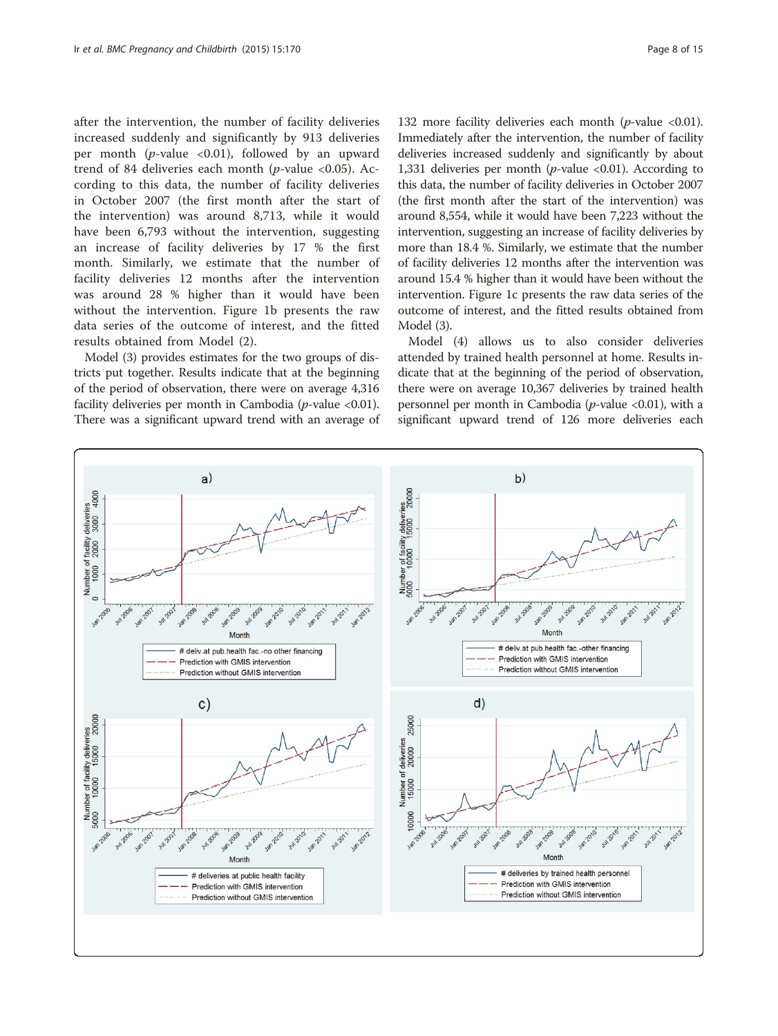after the intervention, the number of facility deliveries increased suddenly and significantly by 913 deliveries per month (*p*-value <0.01), followed by an upward trend of 84 deliveries each month (*p*-value <0.05). According to this data, the number of facility deliveries in October 2007 (the first month after the start of the intervention) was around 8,713, while it would have been 6,793 without the intervention, suggesting an increase of facility deliveries by 17 % the first month. Similarly, we estimate that the number of facility deliveries 12 months after the intervention was around 28 % higher than it would have been without the intervention. Figure 1b presents the raw data series of the outcome of interest, and the fitted results obtained from Model (2).

Model (3) provides estimates for the two groups of districts put together. Results indicate that at the beginning of the period of observation, there were on average 4,316 facility deliveries per month in Cambodia (*p*-value <0.01). There was a significant upward trend with an average of 132 more facility deliveries each month (*p*-value <0.01). Immediately after the intervention, the number of facility deliveries increased suddenly and significantly by about 1,331 deliveries per month (*p*-value <0.01). According to this data, the number of facility deliveries in October 2007 (the first month after the start of the intervention) was around 8,554, while it would have been 7,223 without the intervention, suggesting an increase of facility deliveries by more than 18.4 %. Similarly, we estimate that the number of facility deliveries 12 months after the intervention was around 15.4 % higher than it would have been without the intervention. Figure 1c presents the raw data series of the outcome of interest, and the fitted results obtained from Model (3).

Model (4) allows us to also consider deliveries attended by trained health personnel at home. Results indicate that at the beginning of the period of observation, there were on average 10,367 deliveries by trained health personnel per month in Cambodia (*p*-value <0.01), with a significant upward trend of 126 more deliveries each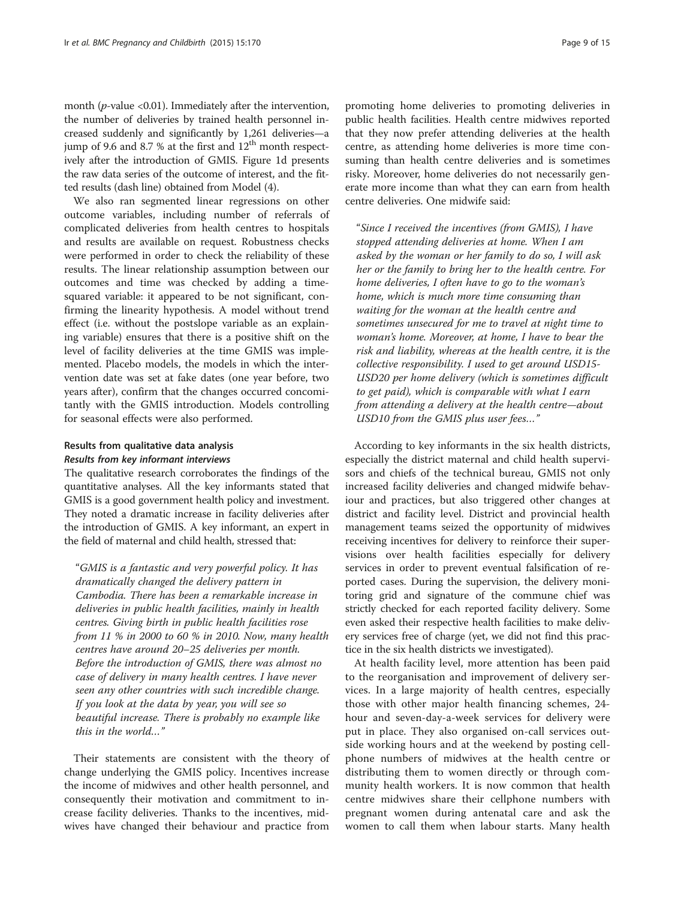month ($p$-value <0.01). Immediately after the intervention, the number of deliveries by trained health personnel increased suddenly and significantly by 1,261 deliveries—a jump of 9.6 and 8.7 % at the first and 12[th] month respectively after the introduction of GMIS. Figure 1d presents the raw data series of the outcome of interest, and the fitted results (dash line) obtained from Model (4).

We also ran segmented linear regressions on other outcome variables, including number of referrals of complicated deliveries from health centres to hospitals and results are available on request. Robustness checks were performed in order to check the reliability of these results. The linear relationship assumption between our outcomes and time was checked by adding a time-squared variable: it appeared to be not significant, confirming the linearity hypothesis. A model without trend effect (i.e. without the postslope variable as an explaining variable) ensures that there is a positive shift on the level of facility deliveries at the time GMIS was implemented. Placebo models, the models in which the intervention date was set at fake dates (one year before, two years after), confirm that the changes occurred concomitantly with the GMIS introduction. Models controlling for seasonal effects were also performed.

## Results from qualitative data analysis

### Results from key informant interviews

The qualitative research corroborates the findings of the quantitative analyses. All the key informants stated that GMIS is a good government health policy and investment. They noted a dramatic increase in facility deliveries after the introduction of GMIS. A key informant, an expert in the field of maternal and child health, stressed that:

*"GMIS is a fantastic and very powerful policy. It has dramatically changed the delivery pattern in Cambodia. There has been a remarkable increase in deliveries in public health facilities, mainly in health centres. Giving birth in public health facilities rose from 11 % in 2000 to 60 % in 2010. Now, many health centres have around 20–25 deliveries per month. Before the introduction of GMIS, there was almost no case of delivery in many health centres. I have never seen any other countries with such incredible change. If you look at the data by year, you will see so beautiful increase. There is probably no example like this in the world…"*

Their statements are consistent with the theory of change underlying the GMIS policy. Incentives increase the income of midwives and other health personnel, and consequently their motivation and commitment to increase facility deliveries. Thanks to the incentives, midwives have changed their behaviour and practice from promoting home deliveries to promoting deliveries in public health facilities. Health centre midwives reported that they now prefer attending deliveries at the health centre, as attending home deliveries is more time consuming than health centre deliveries and is sometimes risky. Moreover, home deliveries do not necessarily generate more income than what they can earn from health centre deliveries. One midwife said:

*"Since I received the incentives (from GMIS), I have stopped attending deliveries at home. When I am asked by the woman or her family to do so, I will ask her or the family to bring her to the health centre. For home deliveries, I often have to go to the woman's home, which is much more time consuming than waiting for the woman at the health centre and sometimes unsecured for me to travel at night time to woman's home. Moreover, at home, I have to bear the risk and liability, whereas at the health centre, it is the collective responsibility. I used to get around USD15-USD20 per home delivery (which is sometimes difficult to get paid), which is comparable with what I earn from attending a delivery at the health centre—about USD10 from the GMIS plus user fees…"*

According to key informants in the six health districts, especially the district maternal and child health supervisors and chiefs of the technical bureau, GMIS not only increased facility deliveries and changed midwife behaviour and practices, but also triggered other changes at district and facility level. District and provincial health management teams seized the opportunity of midwives receiving incentives for delivery to reinforce their supervisions over health facilities especially for delivery services in order to prevent eventual falsification of reported cases. During the supervision, the delivery monitoring grid and signature of the commune chief was strictly checked for each reported facility delivery. Some even asked their respective health facilities to make delivery services free of charge (yet, we did not find this practice in the six health districts we investigated).

At health facility level, more attention has been paid to the reorganisation and improvement of delivery services. In a large majority of health centres, especially those with other major health financing schemes, 24-hour and seven-day-a-week services for delivery were put in place. They also organised on-call services outside working hours and at the weekend by posting cellphone numbers of midwives at the health centre or distributing them to women directly or through community health workers. It is now common that health centre midwives share their cellphone numbers with pregnant women during antenatal care and ask the women to call them when labour starts. Many health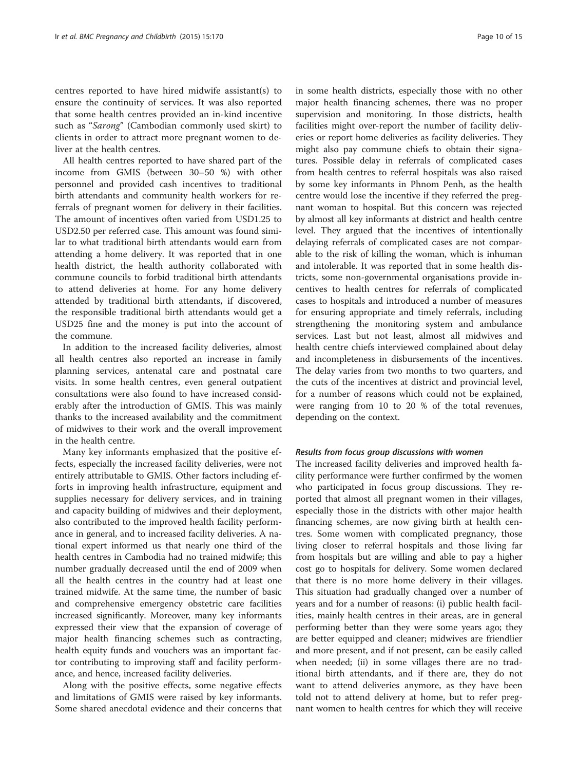centres reported to have hired midwife assistant(s) to ensure the continuity of services. It was also reported that some health centres provided an in-kind incentive such as "*Sarong*" (Cambodian commonly used skirt) to clients in order to attract more pregnant women to deliver at the health centres.

All health centres reported to have shared part of the income from GMIS (between 30–50 %) with other personnel and provided cash incentives to traditional birth attendants and community health workers for referrals of pregnant women for delivery in their facilities. The amount of incentives often varied from USD1.25 to USD2.50 per referred case. This amount was found similar to what traditional birth attendants would earn from attending a home delivery. It was reported that in one health district, the health authority collaborated with commune councils to forbid traditional birth attendants to attend deliveries at home. For any home delivery attended by traditional birth attendants, if discovered, the responsible traditional birth attendants would get a USD25 fine and the money is put into the account of the commune.

In addition to the increased facility deliveries, almost all health centres also reported an increase in family planning services, antenatal care and postnatal care visits. In some health centres, even general outpatient consultations were also found to have increased considerably after the introduction of GMIS. This was mainly thanks to the increased availability and the commitment of midwives to their work and the overall improvement in the health centre.

Many key informants emphasized that the positive effects, especially the increased facility deliveries, were not entirely attributable to GMIS. Other factors including efforts in improving health infrastructure, equipment and supplies necessary for delivery services, and in training and capacity building of midwives and their deployment, also contributed to the improved health facility performance in general, and to increased facility deliveries. A national expert informed us that nearly one third of the health centres in Cambodia had no trained midwife; this number gradually decreased until the end of 2009 when all the health centres in the country had at least one trained midwife. At the same time, the number of basic and comprehensive emergency obstetric care facilities increased significantly. Moreover, many key informants expressed their view that the expansion of coverage of major health financing schemes such as contracting, health equity funds and vouchers was an important factor contributing to improving staff and facility performance, and hence, increased facility deliveries.

Along with the positive effects, some negative effects and limitations of GMIS were raised by key informants. Some shared anecdotal evidence and their concerns that in some health districts, especially those with no other major health financing schemes, there was no proper supervision and monitoring. In those districts, health facilities might over-report the number of facility deliveries or report home deliveries as facility deliveries. They might also pay commune chiefs to obtain their signatures. Possible delay in referrals of complicated cases from health centres to referral hospitals was also raised by some key informants in Phnom Penh, as the health centre would lose the incentive if they referred the pregnant woman to hospital. But this concern was rejected by almost all key informants at district and health centre level. They argued that the incentives of intentionally delaying referrals of complicated cases are not comparable to the risk of killing the woman, which is inhuman and intolerable. It was reported that in some health districts, some non-governmental organisations provide incentives to health centres for referrals of complicated cases to hospitals and introduced a number of measures for ensuring appropriate and timely referrals, including strengthening the monitoring system and ambulance services. Last but not least, almost all midwives and health centre chiefs interviewed complained about delay and incompleteness in disbursements of the incentives. The delay varies from two months to two quarters, and the cuts of the incentives at district and provincial level, for a number of reasons which could not be explained, were ranging from 10 to 20 % of the total revenues, depending on the context.

#### *Results from focus group discussions with women*

The increased facility deliveries and improved health facility performance were further confirmed by the women who participated in focus group discussions. They reported that almost all pregnant women in their villages, especially those in the districts with other major health financing schemes, are now giving birth at health centres. Some women with complicated pregnancy, those living closer to referral hospitals and those living far from hospitals but are willing and able to pay a higher cost go to hospitals for delivery. Some women declared that there is no more home delivery in their villages. This situation had gradually changed over a number of years and for a number of reasons: (i) public health facilities, mainly health centres in their areas, are in general performing better than they were some years ago; they are better equipped and cleaner; midwives are friendlier and more present, and if not present, can be easily called when needed; (ii) in some villages there are no traditional birth attendants, and if there are, they do not want to attend deliveries anymore, as they have been told not to attend delivery at home, but to refer pregnant women to health centres for which they will receive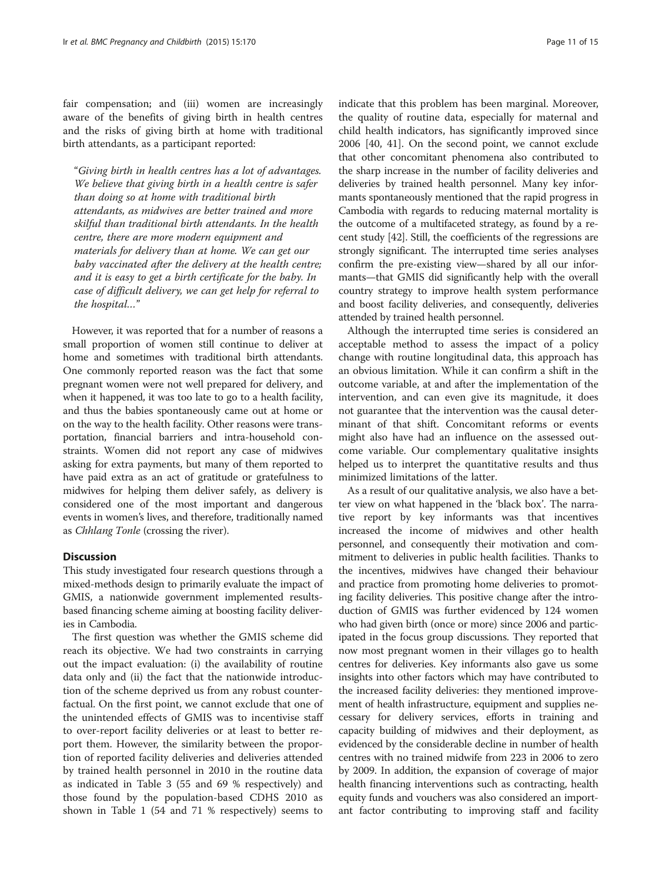fair compensation; and (iii) women are increasingly aware of the benefits of giving birth in health centres and the risks of giving birth at home with traditional birth attendants, as a participant reported:

> "*Giving birth in health centres has a lot of advantages. We believe that giving birth in a health centre is safer than doing so at home with traditional birth attendants, as midwives are better trained and more skilful than traditional birth attendants. In the health centre, there are more modern equipment and materials for delivery than at home. We can get our baby vaccinated after the delivery at the health centre; and it is easy to get a birth certificate for the baby. In case of difficult delivery, we can get help for referral to the hospital…*"

However, it was reported that for a number of reasons a small proportion of women still continue to deliver at home and sometimes with traditional birth attendants. One commonly reported reason was the fact that some pregnant women were not well prepared for delivery, and when it happened, it was too late to go to a health facility, and thus the babies spontaneously came out at home or on the way to the health facility. Other reasons were transportation, financial barriers and intra-household constraints. Women did not report any case of midwives asking for extra payments, but many of them reported to have paid extra as an act of gratitude or gratefulness to midwives for helping them deliver safely, as delivery is considered one of the most important and dangerous events in women's lives, and therefore, traditionally named as *Chhlang Tonle* (crossing the river).

## Discussion

This study investigated four research questions through a mixed-methods design to primarily evaluate the impact of GMIS, a nationwide government implemented results-based financing scheme aiming at boosting facility deliveries in Cambodia.

The first question was whether the GMIS scheme did reach its objective. We had two constraints in carrying out the impact evaluation: (i) the availability of routine data only and (ii) the fact that the nationwide introduction of the scheme deprived us from any robust counterfactual. On the first point, we cannot exclude that one of the unintended effects of GMIS was to incentivise staff to over-report facility deliveries or at least to better report them. However, the similarity between the proportion of reported facility deliveries and deliveries attended by trained health personnel in 2010 in the routine data as indicated in Table 3 (55 and 69 % respectively) and those found by the population-based CDHS 2010 as shown in Table 1 (54 and 71 % respectively) seems to indicate that this problem has been marginal. Moreover, the quality of routine data, especially for maternal and child health indicators, has significantly improved since 2006 [40, 41]. On the second point, we cannot exclude that other concomitant phenomena also contributed to the sharp increase in the number of facility deliveries and deliveries by trained health personnel. Many key informants spontaneously mentioned that the rapid progress in Cambodia with regards to reducing maternal mortality is the outcome of a multifaceted strategy, as found by a recent study [42]. Still, the coefficients of the regressions are strongly significant. The interrupted time series analyses confirm the pre-existing view—shared by all our informants—that GMIS did significantly help with the overall country strategy to improve health system performance and boost facility deliveries, and consequently, deliveries attended by trained health personnel.

Although the interrupted time series is considered an acceptable method to assess the impact of a policy change with routine longitudinal data, this approach has an obvious limitation. While it can confirm a shift in the outcome variable, at and after the implementation of the intervention, and can even give its magnitude, it does not guarantee that the intervention was the causal determinant of that shift. Concomitant reforms or events might also have had an influence on the assessed outcome variable. Our complementary qualitative insights helped us to interpret the quantitative results and thus minimized limitations of the latter.

As a result of our qualitative analysis, we also have a better view on what happened in the 'black box'. The narrative report by key informants was that incentives increased the income of midwives and other health personnel, and consequently their motivation and commitment to deliveries in public health facilities. Thanks to the incentives, midwives have changed their behaviour and practice from promoting home deliveries to promoting facility deliveries. This positive change after the introduction of GMIS was further evidenced by 124 women who had given birth (once or more) since 2006 and participated in the focus group discussions. They reported that now most pregnant women in their villages go to health centres for deliveries. Key informants also gave us some insights into other factors which may have contributed to the increased facility deliveries: they mentioned improvement of health infrastructure, equipment and supplies necessary for delivery services, efforts in training and capacity building of midwives and their deployment, as evidenced by the considerable decline in number of health centres with no trained midwife from 223 in 2006 to zero by 2009. In addition, the expansion of coverage of major health financing interventions such as contracting, health equity funds and vouchers was also considered an important factor contributing to improving staff and facility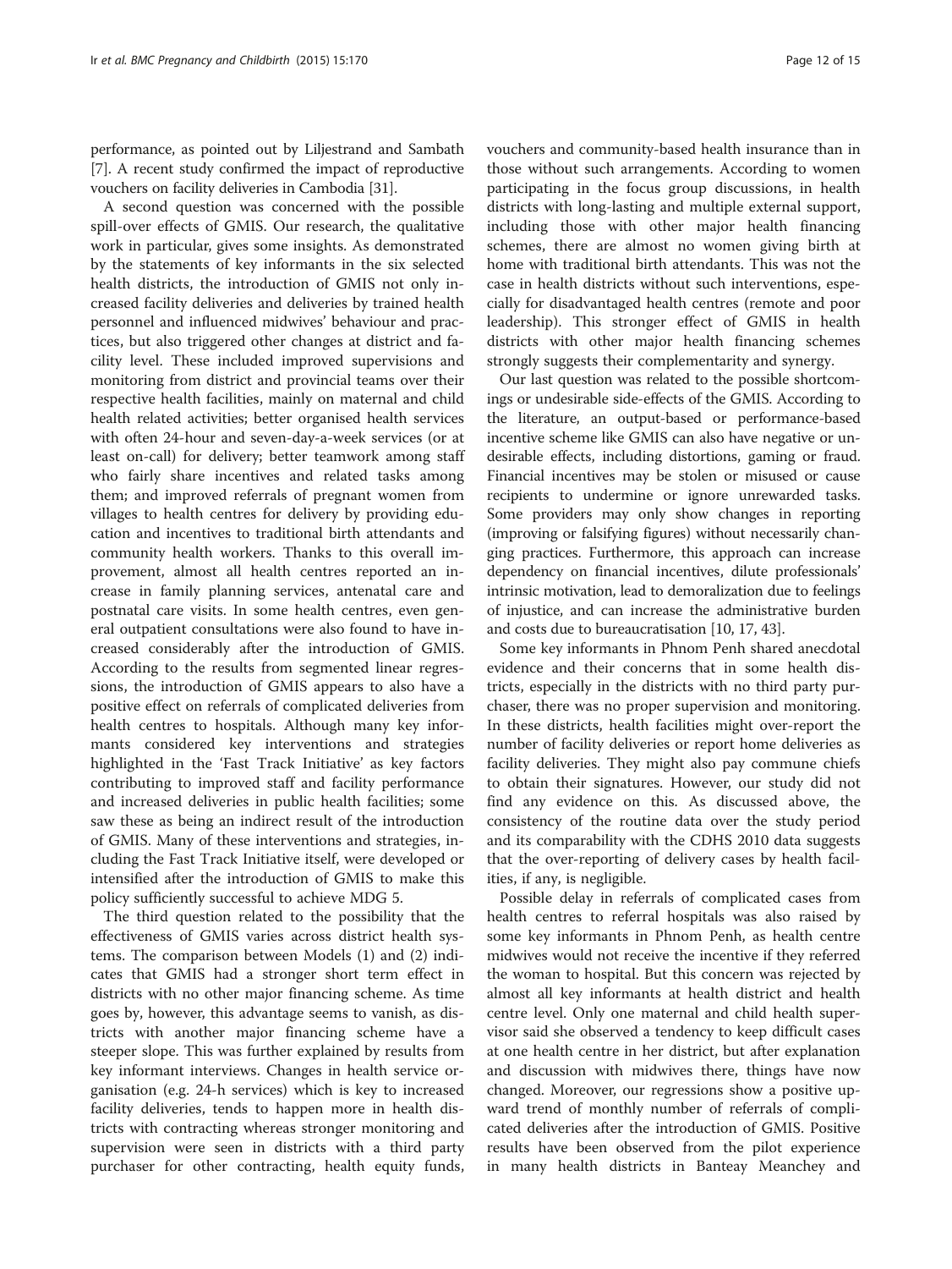performance, as pointed out by Liljestrand and Sambath [7]. A recent study confirmed the impact of reproductive vouchers on facility deliveries in Cambodia [31].

A second question was concerned with the possible spill-over effects of GMIS. Our research, the qualitative work in particular, gives some insights. As demonstrated by the statements of key informants in the six selected health districts, the introduction of GMIS not only increased facility deliveries and deliveries by trained health personnel and influenced midwives' behaviour and practices, but also triggered other changes at district and facility level. These included improved supervisions and monitoring from district and provincial teams over their respective health facilities, mainly on maternal and child health related activities; better organised health services with often 24-hour and seven-day-a-week services (or at least on-call) for delivery; better teamwork among staff who fairly share incentives and related tasks among them; and improved referrals of pregnant women from villages to health centres for delivery by providing education and incentives to traditional birth attendants and community health workers. Thanks to this overall improvement, almost all health centres reported an increase in family planning services, antenatal care and postnatal care visits. In some health centres, even general outpatient consultations were also found to have increased considerably after the introduction of GMIS. According to the results from segmented linear regressions, the introduction of GMIS appears to also have a positive effect on referrals of complicated deliveries from health centres to hospitals. Although many key informants considered key interventions and strategies highlighted in the 'Fast Track Initiative' as key factors contributing to improved staff and facility performance and increased deliveries in public health facilities; some saw these as being an indirect result of the introduction of GMIS. Many of these interventions and strategies, including the Fast Track Initiative itself, were developed or intensified after the introduction of GMIS to make this policy sufficiently successful to achieve MDG 5.

The third question related to the possibility that the effectiveness of GMIS varies across district health systems. The comparison between Models (1) and (2) indicates that GMIS had a stronger short term effect in districts with no other major financing scheme. As time goes by, however, this advantage seems to vanish, as districts with another major financing scheme have a steeper slope. This was further explained by results from key informant interviews. Changes in health service organisation (e.g. 24-h services) which is key to increased facility deliveries, tends to happen more in health districts with contracting whereas stronger monitoring and supervision were seen in districts with a third party purchaser for other contracting, health equity funds, vouchers and community-based health insurance than in those without such arrangements. According to women participating in the focus group discussions, in health districts with long-lasting and multiple external support, including those with other major health financing schemes, there are almost no women giving birth at home with traditional birth attendants. This was not the case in health districts without such interventions, especially for disadvantaged health centres (remote and poor leadership). This stronger effect of GMIS in health districts with other major health financing schemes strongly suggests their complementarity and synergy.

Our last question was related to the possible shortcomings or undesirable side-effects of the GMIS. According to the literature, an output-based or performance-based incentive scheme like GMIS can also have negative or undesirable effects, including distortions, gaming or fraud. Financial incentives may be stolen or misused or cause recipients to undermine or ignore unrewarded tasks. Some providers may only show changes in reporting (improving or falsifying figures) without necessarily changing practices. Furthermore, this approach can increase dependency on financial incentives, dilute professionals' intrinsic motivation, lead to demoralization due to feelings of injustice, and can increase the administrative burden and costs due to bureaucratisation [10, 17, 43].

Some key informants in Phnom Penh shared anecdotal evidence and their concerns that in some health districts, especially in the districts with no third party purchaser, there was no proper supervision and monitoring. In these districts, health facilities might over-report the number of facility deliveries or report home deliveries as facility deliveries. They might also pay commune chiefs to obtain their signatures. However, our study did not find any evidence on this. As discussed above, the consistency of the routine data over the study period and its comparability with the CDHS 2010 data suggests that the over-reporting of delivery cases by health facilities, if any, is negligible.

Possible delay in referrals of complicated cases from health centres to referral hospitals was also raised by some key informants in Phnom Penh, as health centre midwives would not receive the incentive if they referred the woman to hospital. But this concern was rejected by almost all key informants at health district and health centre level. Only one maternal and child health supervisor said she observed a tendency to keep difficult cases at one health centre in her district, but after explanation and discussion with midwives there, things have now changed. Moreover, our regressions show a positive upward trend of monthly number of referrals of complicated deliveries after the introduction of GMIS. Positive results have been observed from the pilot experience in many health districts in Banteay Meanchey and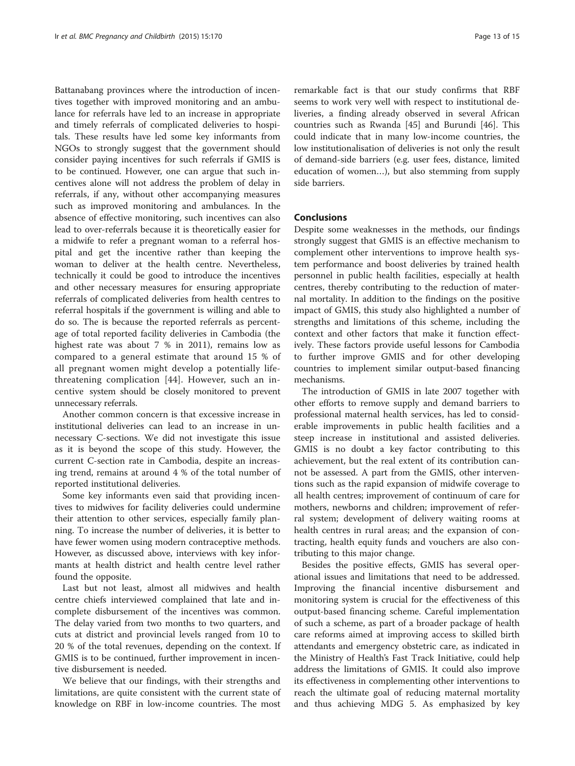Battanabang provinces where the introduction of incentives together with improved monitoring and an ambulance for referrals have led to an increase in appropriate and timely referrals of complicated deliveries to hospitals. These results have led some key informants from NGOs to strongly suggest that the government should consider paying incentives for such referrals if GMIS is to be continued. However, one can argue that such incentives alone will not address the problem of delay in referrals, if any, without other accompanying measures such as improved monitoring and ambulances. In the absence of effective monitoring, such incentives can also lead to over-referrals because it is theoretically easier for a midwife to refer a pregnant woman to a referral hospital and get the incentive rather than keeping the woman to deliver at the health centre. Nevertheless, technically it could be good to introduce the incentives and other necessary measures for ensuring appropriate referrals of complicated deliveries from health centres to referral hospitals if the government is willing and able to do so. The is because the reported referrals as percentage of total reported facility deliveries in Cambodia (the highest rate was about 7 % in 2011), remains low as compared to a general estimate that around 15 % of all pregnant women might develop a potentially life-threatening complication [44]. However, such an incentive system should be closely monitored to prevent unnecessary referrals.

Another common concern is that excessive increase in institutional deliveries can lead to an increase in unnecessary C-sections. We did not investigate this issue as it is beyond the scope of this study. However, the current C-section rate in Cambodia, despite an increasing trend, remains at around 4 % of the total number of reported institutional deliveries.

Some key informants even said that providing incentives to midwives for facility deliveries could undermine their attention to other services, especially family planning. To increase the number of deliveries, it is better to have fewer women using modern contraceptive methods. However, as discussed above, interviews with key informants at health district and health centre level rather found the opposite.

Last but not least, almost all midwives and health centre chiefs interviewed complained that late and incomplete disbursement of the incentives was common. The delay varied from two months to two quarters, and cuts at district and provincial levels ranged from 10 to 20 % of the total revenues, depending on the context. If GMIS is to be continued, further improvement in incentive disbursement is needed.

We believe that our findings, with their strengths and limitations, are quite consistent with the current state of knowledge on RBF in low-income countries. The most remarkable fact is that our study confirms that RBF seems to work very well with respect to institutional deliveries, a finding already observed in several African countries such as Rwanda [45] and Burundi [46]. This could indicate that in many low-income countries, the low institutionalisation of deliveries is not only the result of demand-side barriers (e.g. user fees, distance, limited education of women…), but also stemming from supply side barriers.

## Conclusions

Despite some weaknesses in the methods, our findings strongly suggest that GMIS is an effective mechanism to complement other interventions to improve health system performance and boost deliveries by trained health personnel in public health facilities, especially at health centres, thereby contributing to the reduction of maternal mortality. In addition to the findings on the positive impact of GMIS, this study also highlighted a number of strengths and limitations of this scheme, including the context and other factors that make it function effectively. These factors provide useful lessons for Cambodia to further improve GMIS and for other developing countries to implement similar output-based financing mechanisms.

The introduction of GMIS in late 2007 together with other efforts to remove supply and demand barriers to professional maternal health services, has led to considerable improvements in public health facilities and a steep increase in institutional and assisted deliveries. GMIS is no doubt a key factor contributing to this achievement, but the real extent of its contribution cannot be assessed. A part from the GMIS, other interventions such as the rapid expansion of midwife coverage to all health centres; improvement of continuum of care for mothers, newborns and children; improvement of referral system; development of delivery waiting rooms at health centres in rural areas; and the expansion of contracting, health equity funds and vouchers are also contributing to this major change.

Besides the positive effects, GMIS has several operational issues and limitations that need to be addressed. Improving the financial incentive disbursement and monitoring system is crucial for the effectiveness of this output-based financing scheme. Careful implementation of such a scheme, as part of a broader package of health care reforms aimed at improving access to skilled birth attendants and emergency obstetric care, as indicated in the Ministry of Health's Fast Track Initiative, could help address the limitations of GMIS. It could also improve its effectiveness in complementing other interventions to reach the ultimate goal of reducing maternal mortality and thus achieving MDG 5. As emphasized by key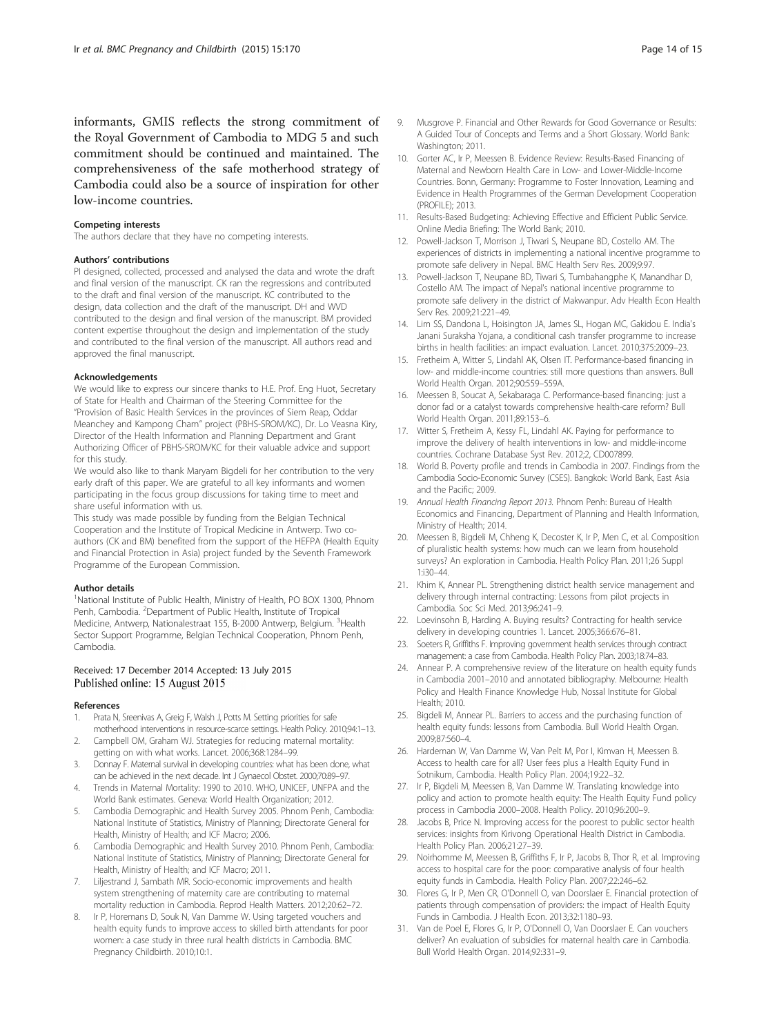informants, GMIS reflects the strong commitment of the Royal Government of Cambodia to MDG 5 and such commitment should be continued and maintained. The comprehensiveness of the safe motherhood strategy of Cambodia could also be a source of inspiration for other low-income countries.

#### Competing interests
The authors declare that they have no competing interests.

#### Authors' contributions
PI designed, collected, processed and analysed the data and wrote the draft and final version of the manuscript. CK ran the regressions and contributed to the draft and final version of the manuscript. KC contributed to the design, data collection and the draft of the manuscript. DH and WVD contributed to the design and final version of the manuscript. BM provided content expertise throughout the design and implementation of the study and contributed to the final version of the manuscript. All authors read and approved the final manuscript.

#### Acknowledgements
We would like to express our sincere thanks to H.E. Prof. Eng Huot, Secretary of State for Health and Chairman of the Steering Committee for the "Provision of Basic Health Services in the provinces of Siem Reap, Oddar Meanchey and Kampong Cham" project (PBHS-SROM/KC), Dr. Lo Veasna Kiry, Director of the Health Information and Planning Department and Grant Authorizing Officer of PBHS-SROM/KC for their valuable advice and support for this study.

We would also like to thank Maryam Bigdeli for her contribution to the very early draft of this paper. We are grateful to all key informants and women participating in the focus group discussions for taking time to meet and share useful information with us.

This study was made possible by funding from the Belgian Technical Cooperation and the Institute of Tropical Medicine in Antwerp. Two co-authors (CK and BM) benefited from the support of the HEFPA (Health Equity and Financial Protection in Asia) project funded by the Seventh Framework Programme of the European Commission.

#### Author details
[1]National Institute of Public Health, Ministry of Health, PO BOX 1300, Phnom Penh, Cambodia. [2]Department of Public Health, Institute of Tropical Medicine, Antwerp, Nationalestraat 155, B-2000 Antwerp, Belgium. [3]Health Sector Support Programme, Belgian Technical Cooperation, Phnom Penh, Cambodia.

Received: 17 December 2014 Accepted: 13 July 2015
Published online: 15 August 2015

#### References
1. Prata N, Sreenivas A, Greig F, Walsh J, Potts M. Setting priorities for safe motherhood interventions in resource-scarce settings. Health Policy. 2010;94:1–13.
2. Campbell OM, Graham WJ. Strategies for reducing maternal mortality: getting on with what works. Lancet. 2006;368:1284–99.
3. Donnay F. Maternal survival in developing countries: what has been done, what can be achieved in the next decade. Int J Gynaecol Obstet. 2000;70:89–97.
4. Trends in Maternal Mortality: 1990 to 2010. WHO, UNICEF, UNFPA and the World Bank estimates. Geneva: World Health Organization; 2012.
5. Cambodia Demographic and Health Survey 2005. Phnom Penh, Cambodia: National Institute of Statistics, Ministry of Planning; Directorate General for Health, Ministry of Health; and ICF Macro; 2006.
6. Cambodia Demographic and Health Survey 2010. Phnom Penh, Cambodia: National Institute of Statistics, Ministry of Planning; Directorate General for Health, Ministry of Health; and ICF Macro; 2011.
7. Liljestrand J, Sambath MR. Socio-economic improvements and health system strengthening of maternity care are contributing to maternal mortality reduction in Cambodia. Reprod Health Matters. 2012;20:62–72.
8. Ir P, Horemans D, Souk N, Van Damme W. Using targeted vouchers and health equity funds to improve access to skilled birth attendants for poor women: a case study in three rural health districts in Cambodia. BMC Pregnancy Childbirth. 2010;10:1.
9. Musgrove P. Financial and Other Rewards for Good Governance or Results: A Guided Tour of Concepts and Terms and a Short Glossary. World Bank: Washington; 2011.
10. Gorter AC, Ir P, Meessen B. Evidence Review: Results-Based Financing of Maternal and Newborn Health Care in Low- and Lower-Middle-Income Countries. Bonn, Germany: Programme to Foster Innovation, Learning and Evidence in Health Programmes of the German Development Cooperation (PROFILE); 2013.
11. Results-Based Budgeting: Achieving Effective and Efficient Public Service. Online Media Briefing: The World Bank; 2010.
12. Powell-Jackson T, Morrison J, Tiwari S, Neupane BD, Costello AM. The experiences of districts in implementing a national incentive programme to promote safe delivery in Nepal. BMC Health Serv Res. 2009;9:97.
13. Powell-Jackson T, Neupane BD, Tiwari S, Tumbahangphe K, Manandhar D, Costello AM. The impact of Nepal's national incentive programme to promote safe delivery in the district of Makwanpur. Adv Health Econ Health Serv Res. 2009;21:221–49.
14. Lim SS, Dandona L, Hoisington JA, James SL, Hogan MC, Gakidou E. India's Janani Suraksha Yojana, a conditional cash transfer programme to increase births in health facilities: an impact evaluation. Lancet. 2010;375:2009–23.
15. Fretheim A, Witter S, Lindahl AK, Olsen IT. Performance-based financing in low- and middle-income countries: still more questions than answers. Bull World Health Organ. 2012;90:559–559A.
16. Meessen B, Soucat A, Sekabaraga C. Performance-based financing: just a donor fad or a catalyst towards comprehensive health-care reform? Bull World Health Organ. 2011;89:153–6.
17. Witter S, Fretheim A, Kessy FL, Lindahl AK. Paying for performance to improve the delivery of health interventions in low- and middle-income countries. Cochrane Database Syst Rev. 2012;2, CD007899.
18. World B. Poverty profile and trends in Cambodia in 2007. Findings from the Cambodia Socio-Economic Survey (CSES). Bangkok: World Bank, East Asia and the Pacific; 2009.
19. *Annual Health Financing Report 2013*. Phnom Penh: Bureau of Health Economics and Financing, Department of Planning and Health Information, Ministry of Health; 2014.
20. Meessen B, Bigdeli M, Chheng K, Decoster K, Ir P, Men C, et al. Composition of pluralistic health systems: how much can we learn from household surveys? An exploration in Cambodia. Health Policy Plan. 2011;26 Suppl 1:i30–44.
21. Khim K, Annear PL. Strengthening district health service management and delivery through internal contracting: Lessons from pilot projects in Cambodia. Soc Sci Med. 2013;96:241–9.
22. Loevinsohn B, Harding A. Buying results? Contracting for health service delivery in developing countries 1. Lancet. 2005;366:676–81.
23. Soeters R, Griffiths F. Improving government health services through contract management: a case from Cambodia. Health Policy Plan. 2003;18:74–83.
24. Annear P. A comprehensive review of the literature on health equity funds in Cambodia 2001–2010 and annotated bibliography. Melbourne: Health Policy and Health Finance Knowledge Hub, Nossal Institute for Global Health; 2010.
25. Bigdeli M, Annear PL. Barriers to access and the purchasing function of health equity funds: lessons from Cambodia. Bull World Health Organ. 2009;87:560–4.
26. Hardeman W, Van Damme W, Van Pelt M, Por I, Kimvan H, Meessen B. Access to health care for all? User fees plus a Health Equity Fund in Sotnikum, Cambodia. Health Policy Plan. 2004;19:22–32.
27. Ir P, Bigdeli M, Meessen B, Van Damme W. Translating knowledge into policy and action to promote health equity: The Health Equity Fund policy process in Cambodia 2000–2008. Health Policy. 2010;96:200–9.
28. Jacobs B, Price N. Improving access for the poorest to public sector health services: insights from Kirivong Operational Health District in Cambodia. Health Policy Plan. 2006;21:27–39.
29. Noirhomme M, Meessen B, Griffiths F, Ir P, Jacobs B, Thor R, et al. Improving access to hospital care for the poor: comparative analysis of four health equity funds in Cambodia. Health Policy Plan. 2007;22:246–62.
30. Flores G, Ir P, Men CR, O'Donnell O, van Doorslaer E. Financial protection of patients through compensation of providers: the impact of Health Equity Funds in Cambodia. J Health Econ. 2013;32:1180–93.
31. Van de Poel E, Flores G, Ir P, O'Donnell O, Van Doorslaer E. Can vouchers deliver? An evaluation of subsidies for maternal health care in Cambodia. Bull World Health Organ. 2014;92:331–9.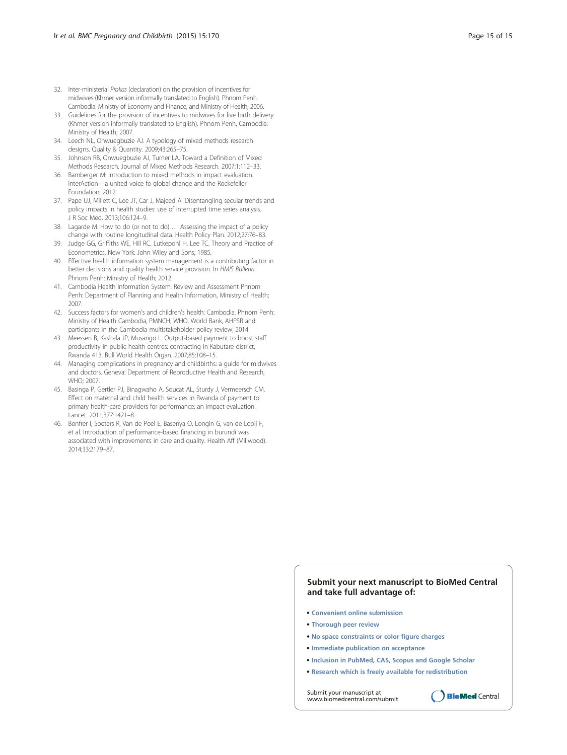32. Inter-ministerial *Prakas* (declaration) on the provision of incentives for midwives (Khmer version informally translated to English). Phnom Penh, Cambodia: Ministry of Economy and Finance, and Ministry of Health; 2006.
33. Guidelines for the provision of incentives to midwives for live birth delivery (Khmer version informally translated to English). Phnom Penh, Cambodia: Ministry of Health; 2007.
34. Leech NL, Onwuegbuzie AJ. A typology of mixed methods research designs. Quality & Quantity. 2009;43:265–75.
35. Johnson RB, Onwuegbuzie AJ, Turner LA. Toward a Definition of Mixed Methods Research. Journal of Mixed Methods Research. 2007;1:112–33.
36. Bamberger M: Introduction to mixed methods in impact evaluation. InterAction—a united voice fo global change and the Rockefeller Foundation; 2012.
37. Pape UJ, Millett C, Lee JT, Car J, Majeed A. Disentangling secular trends and policy impacts in health studies: use of interrupted time series analysis. J R Soc Med. 2013;106:124–9.
38. Lagarde M. How to do (or not to do) … Assessing the impact of a policy change with routine longitudinal data. Health Policy Plan. 2012;27:76–83.
39. Judge GG, Griffiths WE, Hill RC, Lutkepohl H, Lee TC. Theory and Practice of Econometrics. New York: John Wiley and Sons; 1985.
40. Effective health information system management is a contributing factor in better decisions and quality health service provision. In *HMIS Bulletin*. Phnom Penh: Ministry of Health; 2012.
41. Cambodia Health Information System: Review and Assessment Phnom Penh: Department of Planning and Health Information, Ministry of Health; 2007.
42. Success factors for women's and children's health: Cambodia. Phnom Penh: Ministry of Health Cambodia, PMNCH, WHO, World Bank, AHPSR and participants in the Cambodia multistakeholder policy review; 2014.
43. Meessen B, Kashala JP, Musango L. Output-based payment to boost staff productivity in public health centres: contracting in Kabutare district, Rwanda 413. Bull World Health Organ. 2007;85:108–15.
44. Managing complications in pregnancy and childbirths: a guide for midwives and doctors. Geneva: Department of Reproductive Health and Research, WHO; 2007.
45. Basinga P, Gertler PJ, Binagwaho A, Soucat AL, Sturdy J, Vermeersch CM. Effect on maternal and child health services in Rwanda of payment to primary health-care providers for performance: an impact evaluation. Lancet. 2011;377:1421–8.
46. Bonfrer I, Soeters R, Van de Poel E, Basenya O, Longin G, van de Looij F, et al. Introduction of performance-based financing in burundi was associated with improvements in care and quality. Health Aff (Millwood). 2014;33:2179–87.

**Submit your next manuscript to BioMed Central and take full advantage of:**

- **Convenient online submission**
- **Thorough peer review**
- **No space constraints or color figure charges**
- **Immediate publication on acceptance**
- **Inclusion in PubMed, CAS, Scopus and Google Scholar**
- **Research which is freely available for redistribution**

Submit your manuscript at
www.biomedcentral.com/submit

BioMed Central